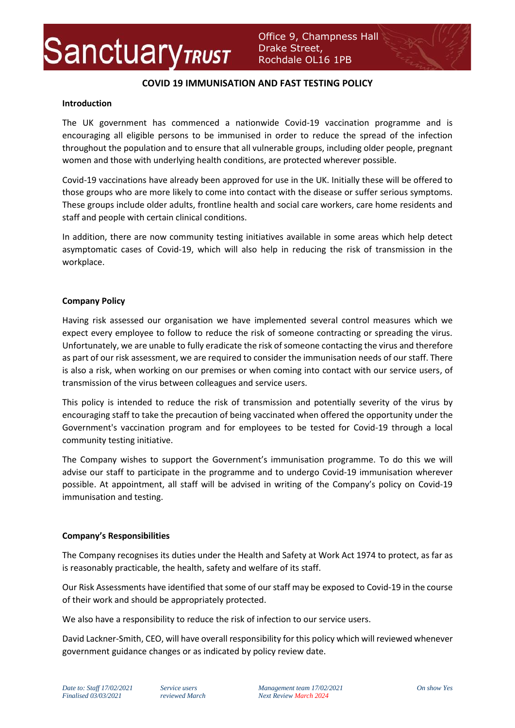# COVID 19 IMMUNISATION AND FAST TESTING POLICY

## Introduction

The UK government has commenced a nationwide Covid-19 vaccination programme and is encouraging all eligible persons to be immunised in order to reduce the spread of the infection throughout the population and to ensure that all vulnerable groups, including older people, pregnant women and those with underlying health conditions, are protected wherever possible.

Covid-19 vaccinations have already been approved for use in the UK. Initially these will be offered to those groups who are more likely to come into contact with the disease or suffer serious symptoms. These groups include older adults, frontline health and social care workers, care home residents and staff and people with certain clinical conditions.

In addition, there are now community testing initiatives available in some areas which help detect asymptomatic cases of Covid-19, which will also help in reducing the risk of transmission in the workplace.

## Company Policy

Having risk assessed our organisation we have implemented several control measures which we expect every employee to follow to reduce the risk of someone contracting or spreading the virus. Unfortunately, we are unable to fully eradicate the risk of someone contacting the virus and therefore as part of our risk assessment, we are required to consider the immunisation needs of our staff. There is also a risk, when working on our premises or when coming into contact with our service users, of transmission of the virus between colleagues and service users.

This policy is intended to reduce the risk of transmission and potentially severity of the virus by encouraging staff to take the precaution of being vaccinated when offered the opportunity under the Government's vaccination program and for employees to be tested for Covid-19 through a local community testing initiative.

The Company wishes to support the Government's immunisation programme. To do this we will advise our staff to participate in the programme and to undergo Covid-19 immunisation wherever possible. At appointment, all staff will be advised in writing of the Company's policy on Covid-19 immunisation and testing.

## Company's Responsibilities

The Company recognises its duties under the Health and Safety at Work Act 1974 to protect, as far as is reasonably practicable, the health, safety and welfare of its staff.

Our Risk Assessments have identified that some of our staff may be exposed to Covid-19 in the course of their work and should be appropriately protected.

We also have a responsibility to reduce the risk of infection to our service users.

David Lackner-Smith, CEO, will have overall responsibility for this policy which will reviewed whenever government guidance changes or as indicated by policy review date.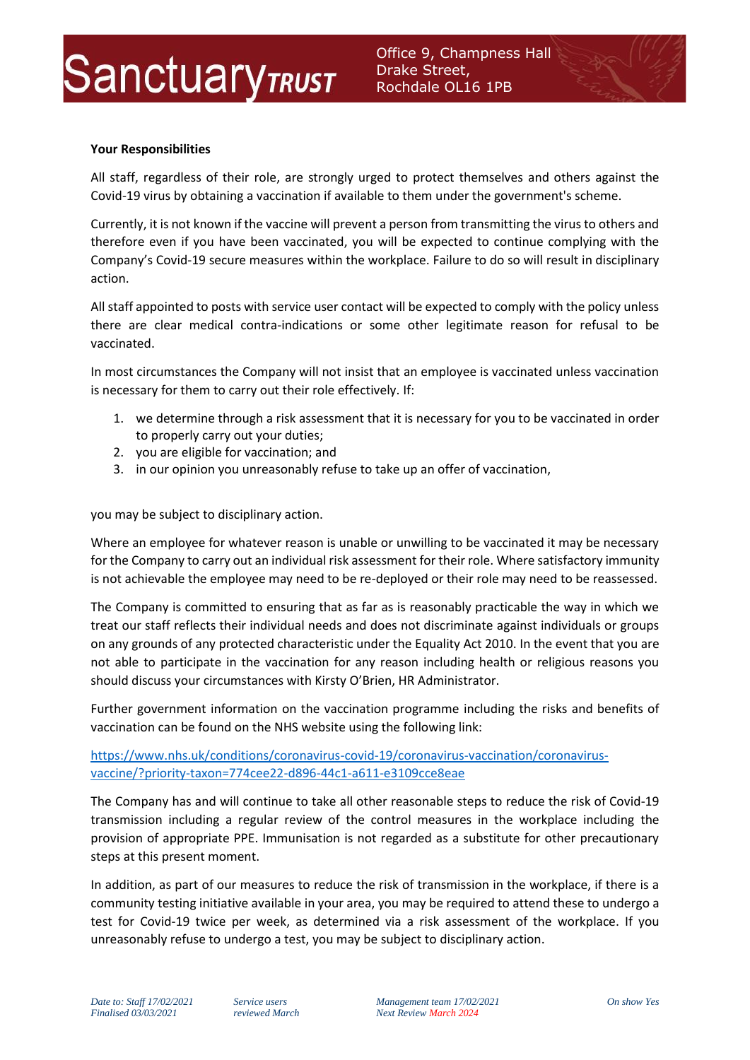**Your Responsibilities**

All staff, regardless of their role, are strongly urged to protect themselves and others against the Covid-19 virus by obtaining a vaccination if available to them under the government's scheme.

Currently, it is not known if the vaccine will prevent a person from transmitting the virus to others and therefore even if you have been vaccinated, you will be expected to continue complying with the Company's Covid-19 secure measures within the workplace. Failure to do so will result in disciplinary action.

All staff appointed to posts with service user contact will be expected to comply with the policy unless there are clear medical contra-indications or some other legitimate reason for refusal to be vaccinated.

In most circumstances the Company will not insist that an employee is vaccinated unless vaccination is necessary for them to carry out their role effectively. If:

1. we determine through a risk assessment that it is necessary for you to be vaccinated in order to properly carry out your duties;
2. you are eligible for vaccination; and
3. in our opinion you unreasonably refuse to take up an offer of vaccination,

you may be subject to disciplinary action.

Where an employee for whatever reason is unable or unwilling to be vaccinated it may be necessary for the Company to carry out an individual risk assessment for their role. Where satisfactory immunity is not achievable the employee may need to be re-deployed or their role may need to be reassessed.

The Company is committed to ensuring that as far as is reasonably practicable the way in which we treat our staff reflects their individual needs and does not discriminate against individuals or groups on any grounds of any protected characteristic under the Equality Act 2010. In the event that you are not able to participate in the vaccination for any reason including health or religious reasons you should discuss your circumstances with Kirsty O'Brien, HR Administrator.

Further government information on the vaccination programme including the risks and benefits of vaccination can be found on the NHS website using the following link:

https://www.nhs.uk/conditions/coronavirus-covid-19/coronavirus-vaccination/coronavirus-vaccine/?priority-taxon=774cee22-d896-44c1-a611-e3109cce8eae

The Company has and will continue to take all other reasonable steps to reduce the risk of Covid-19 transmission including a regular review of the control measures in the workplace including the provision of appropriate PPE. Immunisation is not regarded as a substitute for other precautionary steps at this present moment.

In addition, as part of our measures to reduce the risk of transmission in the workplace, if there is a community testing initiative available in your area, you may be required to attend these to undergo a test for Covid-19 twice per week, as determined via a risk assessment of the workplace. If you unreasonably refuse to undergo a test, you may be subject to disciplinary action.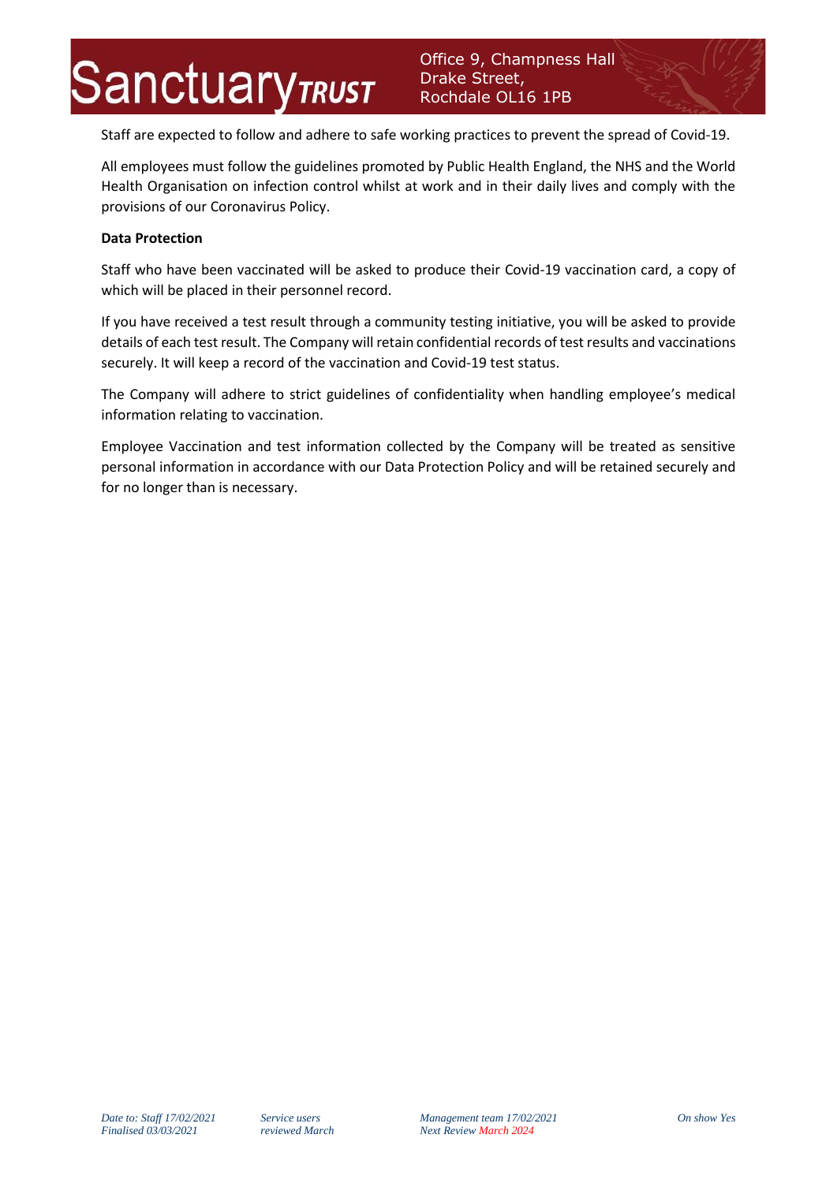Staff are expected to follow and adhere to safe working practices to prevent the spread of Covid-19.

All employees must follow the guidelines promoted by Public Health England, the NHS and the World Health Organisation on infection control whilst at work and in their daily lives and comply with the provisions of our Coronavirus Policy.

**Data Protection**

Staff who have been vaccinated will be asked to produce their Covid-19 vaccination card, a copy of which will be placed in their personnel record.

If you have received a test result through a community testing initiative, you will be asked to provide details of each test result. The Company will retain confidential records of test results and vaccinations securely. It will keep a record of the vaccination and Covid-19 test status.

The Company will adhere to strict guidelines of confidentiality when handling employee's medical information relating to vaccination.

Employee Vaccination and test information collected by the Company will be treated as sensitive personal information in accordance with our Data Protection Policy and will be retained securely and for no longer than is necessary.